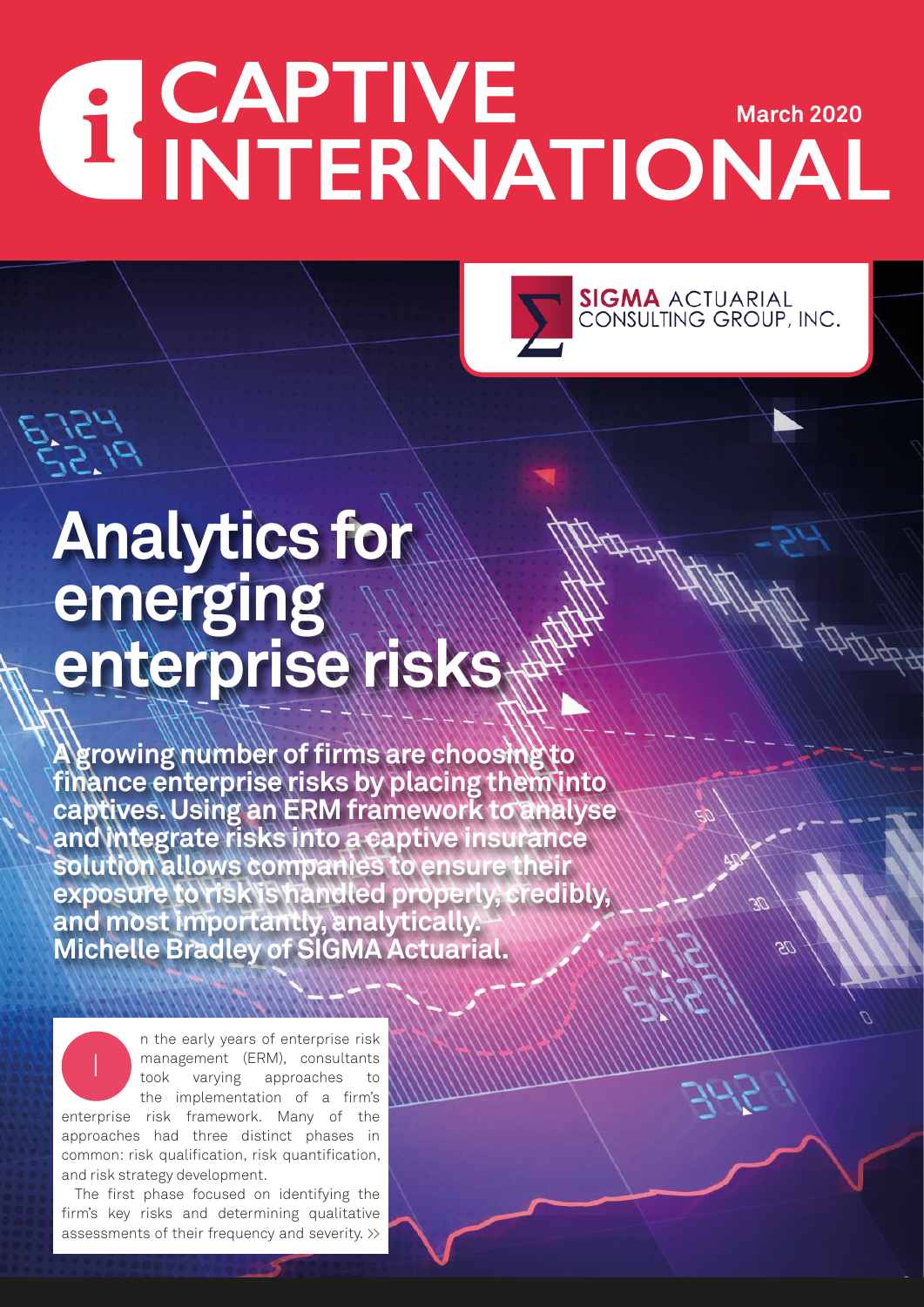# CAPTIVE INTERNATIONAL

March 2020

SIGMA ACTUARIAL CONSULTING GROUP, INC.

# Analytics for emerging enterprise risks

**A growing number of firms are choosing to finance enterprise risks by placing them into captives. Using an ERM framework to analyse and integrate risks into a captive insurance solution allows companies to ensure their exposure to risk is handled properly, credibly, and most importantly, analytically. Michelle Bradley of SIGMA Actuarial.**

In the early years of enterprise risk management (ERM), consultants took varying approaches to the implementation of a firm's enterprise risk framework. Many of the approaches had three distinct phases in common: risk qualification, risk quantification, and risk strategy development.

The first phase focused on identifying the firm's key risks and determining qualitative assessments of their frequency and severity. >>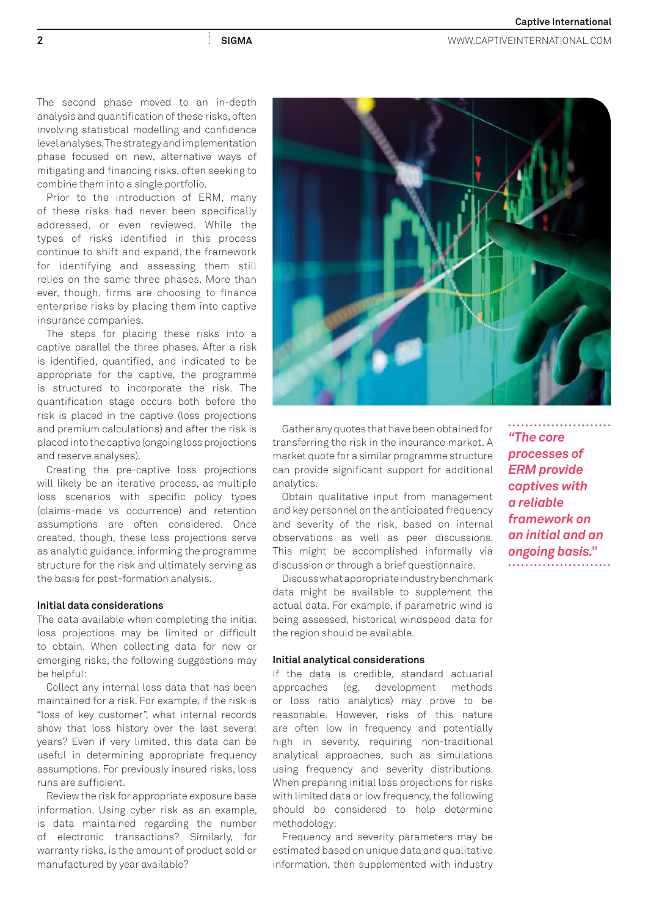The second phase moved to an in-depth analysis and quantification of these risks, often involving statistical modelling and confidence level analyses. The strategy and implementation phase focused on new, alternative ways of mitigating and financing risks, often seeking to combine them into a single portfolio.

Prior to the introduction of ERM, many of these risks had never been specifically addressed, or even reviewed. While the types of risks identified in this process continue to shift and expand, the framework for identifying and assessing them still relies on the same three phases. More than ever, though, firms are choosing to finance enterprise risks by placing them into captive insurance companies.

The steps for placing these risks into a captive parallel the three phases. After a risk is identified, quantified, and indicated to be appropriate for the captive, the programme is structured to incorporate the risk. The quantification stage occurs both before the risk is placed in the captive (loss projections and premium calculations) and after the risk is placed into the captive (ongoing loss projections and reserve analyses).

Creating the pre-captive loss projections will likely be an iterative process, as multiple loss scenarios with specific policy types (claims-made vs occurrence) and retention assumptions are often considered. Once created, though, these loss projections serve as analytic guidance, informing the programme structure for the risk and ultimately serving as the basis for post-formation analysis.

### Initial data considerations

The data available when completing the initial loss projections may be limited or difficult to obtain. When collecting data for new or emerging risks, the following suggestions may be helpful:

Collect any internal loss data that has been maintained for a risk. For example, if the risk is "loss of key customer", what internal records show that loss history over the last several years? Even if very limited, this data can be useful in determining appropriate frequency assumptions. For previously insured risks, loss runs are sufficient.

Review the risk for appropriate exposure base information. Using cyber risk as an example, is data maintained regarding the number of electronic transactions? Similarly, for warranty risks, is the amount of product sold or manufactured by year available?

Gather any quotes that have been obtained for transferring the risk in the insurance market. A market quote for a similar programme structure can provide significant support for additional analytics.

Obtain qualitative input from management and key personnel on the anticipated frequency and severity of the risk, based on internal observations as well as peer discussions. This might be accomplished informally via discussion or through a brief questionnaire.

Discuss what appropriate industry benchmark data might be available to supplement the actual data. For example, if parametric wind is being assessed, historical windspeed data for the region should be available.

> ***"The core processes of ERM provide captives with a reliable framework on an initial and an ongoing basis."***

### Initial analytical considerations

If the data is credible, standard actuarial approaches (eg, development methods or loss ratio analytics) may prove to be reasonable. However, risks of this nature are often low in frequency and potentially high in severity, requiring non-traditional analytical approaches, such as simulations using frequency and severity distributions. When preparing initial loss projections for risks with limited data or low frequency, the following should be considered to help determine methodology:

Frequency and severity parameters may be estimated based on unique data and qualitative information, then supplemented with industry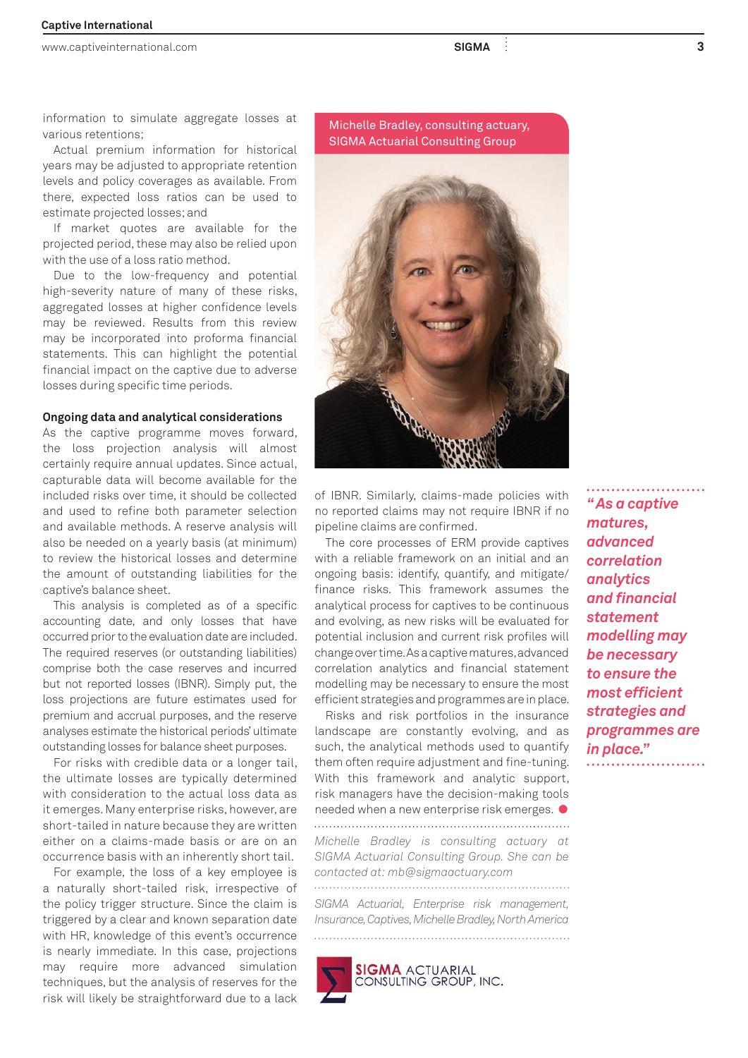information to simulate aggregate losses at various retentions;

Actual premium information for historical years may be adjusted to appropriate retention levels and policy coverages as available. From there, expected loss ratios can be used to estimate projected losses; and

If market quotes are available for the projected period, these may also be relied upon with the use of a loss ratio method.

Due to the low-frequency and potential high-severity nature of many of these risks, aggregated losses at higher confidence levels may be reviewed. Results from this review may be incorporated into proforma financial statements. This can highlight the potential financial impact on the captive due to adverse losses during specific time periods.

**Ongoing data and analytical considerations**

As the captive programme moves forward, the loss projection analysis will almost certainly require annual updates. Since actual, capturable data will become available for the included risks over time, it should be collected and used to refine both parameter selection and available methods. A reserve analysis will also be needed on a yearly basis (at minimum) to review the historical losses and determine the amount of outstanding liabilities for the captive's balance sheet.

This analysis is completed as of a specific accounting date, and only losses that have occurred prior to the evaluation date are included. The required reserves (or outstanding liabilities) comprise both the case reserves and incurred but not reported losses (IBNR). Simply put, the loss projections are future estimates used for premium and accrual purposes, and the reserve analyses estimate the historical periods' ultimate outstanding losses for balance sheet purposes.

For risks with credible data or a longer tail, the ultimate losses are typically determined with consideration to the actual loss data as it emerges. Many enterprise risks, however, are short-tailed in nature because they are written either on a claims-made basis or are on an occurrence basis with an inherently short tail.

For example, the loss of a key employee is a naturally short-tailed risk, irrespective of the policy trigger structure. Since the claim is triggered by a clear and known separation date with HR, knowledge of this event's occurrence is nearly immediate. In this case, projections may require more advanced simulation techniques, but the analysis of reserves for the risk will likely be straightforward due to a lack of IBNR. Similarly, claims-made policies with no reported claims may not require IBNR if no pipeline claims are confirmed.

Michelle Bradley, consulting actuary, SIGMA Actuarial Consulting Group

The core processes of ERM provide captives with a reliable framework on an initial and an ongoing basis: identify, quantify, and mitigate/finance risks. This framework assumes the analytical process for captives to be continuous and evolving, as new risks will be evaluated for potential inclusion and current risk profiles will change over time. As a captive matures, advanced correlation analytics and financial statement modelling may be necessary to ensure the most efficient strategies and programmes are in place.

Risks and risk portfolios in the insurance landscape are constantly evolving, and as such, the analytical methods used to quantify them often require adjustment and fine-tuning. With this framework and analytic support, risk managers have the decision-making tools needed when a new enterprise risk emerges.

*Michelle Bradley is consulting actuary at SIGMA Actuarial Consulting Group. She can be contacted at: mb@sigmaactuary.com*

*SIGMA Actuarial, Enterprise risk management, Insurance, Captives, Michelle Bradley, North America*

***"As a captive matures, advanced correlation analytics and financial statement modelling may be necessary to ensure the most efficient strategies and programmes are in place."***

SIGMA ACTUARIAL CONSULTING GROUP, INC.